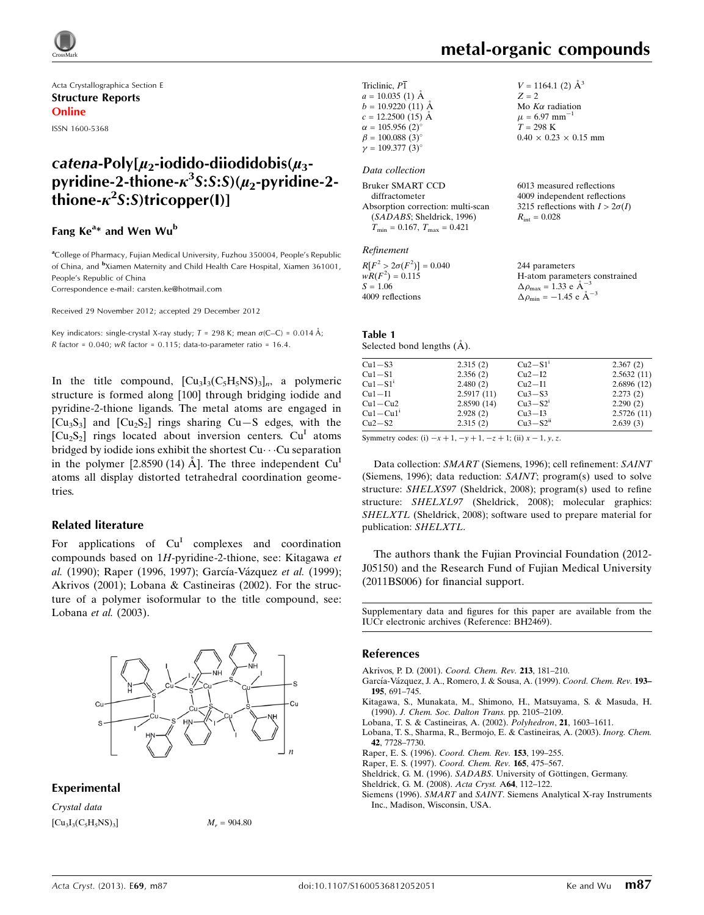Acta Crystallographica Section E

**Structure Reports**

**Online**

ISSN 1600-5368

# *catena*-Poly[$\mu_2$-iodido-diiodidobis($\mu_3$-pyridine-2-thione-$\kappa^3S$:$S$:$S$)($\mu_2$-pyridine-2-thione-$\kappa^2S$:$S$)tricopper(I)]

**Fang Ke[a]* and Wen Wu[b]**

[a]College of Pharmacy, Fujian Medical University, Fuzhou 350004, People's Republic of China, and [b]Xiamen Maternity and Child Health Care Hospital, Xiamen 361001, People's Republic of China

Correspondence e-mail: carsten.ke@hotmail.com

Received 29 November 2012; accepted 29 December 2012

Key indicators: single-crystal X-ray study; $T$ = 298 K; mean $\sigma$(C–C) = 0.014 Å; $R$ factor = 0.040; $wR$ factor = 0.115; data-to-parameter ratio = 16.4.

In the title compound, $[Cu_3I_3(C_5H_5NS)_3]_n$, a polymeric structure is formed along [100] through bridging iodide and pyridine-2-thione ligands. The metal atoms are engaged in $[Cu_3S_3]$ and $[Cu_2S_2]$ rings sharing Cu—S edges, with the $[Cu_2S_2]$ rings located about inversion centers. $Cu^I$ atoms bridged by iodide ions exhibit the shortest Cu···Cu separation in the polymer [2.8590 (14) Å]. The three independent $Cu^I$ atoms all display distorted tetrahedral coordination geometries.

## Related literature

For applications of $Cu^I$ complexes and coordination compounds based on 1*H*-pyridine-2-thione, see: Kitagawa *et al.* (1990); Raper (1996, 1997); García-Vázquez *et al.* (1999); Akrivos (2001); Lobana & Castineiras (2002). For the structure of a polymer isoformular to the title compound, see: Lobana *et al.* (2003).

## Experimental

*Crystal data*

$[Cu_3I_3(C_5H_5NS)_3]$

$M_r$ = 904.80

Triclinic, $P\bar{1}$

$a$ = 10.035 (1) Å

$b$ = 10.9220 (11) Å

$c$ = 12.2500 (15) Å

$\alpha$ = 105.956 (2)°

$\beta$ = 100.088 (3)°

$\gamma$ = 109.377 (3)°

$V$ = 1164.1 (2) Å$^3$

$Z$ = 2

Mo $K\alpha$ radiation

$\mu$ = 6.97 mm$^{-1}$

$T$ = 298 K

0.40 × 0.23 × 0.15 mm

*Data collection*

Bruker SMART CCD diffractometer

Absorption correction: multi-scan (*SADABS*; Sheldrick, 1996)

$T_{min}$ = 0.167, $T_{max}$ = 0.421

6013 measured reflections

4009 independent reflections

3215 reflections with $I > 2\sigma(I)$

$R_{int}$ = 0.028

*Refinement*

$R[F^2 > 2\sigma(F^2)]$ = 0.040

$wR(F^2)$ = 0.115

$S$ = 1.06

4009 reflections

244 parameters

H-atom parameters constrained

$\Delta\rho_{max}$ = 1.33 e Å$^{-3}$

$\Delta\rho_{min}$ = −1.45 e Å$^{-3}$

**Table 1**

Selected bond lengths (Å).

| | | | |
|---|---|---|---|
| Cu1—S3 | 2.315 (2) | Cu2—S1$^i$ | 2.367 (2) |
| Cu1—S1 | 2.356 (2) | Cu2—I2 | 2.5632 (11) |
| Cu1—S1$^i$ | 2.480 (2) | Cu2—I1 | 2.6896 (12) |
| Cu1—I1 | 2.5917 (11) | Cu3—S3 | 2.273 (2) |
| Cu1—Cu2 | 2.8590 (14) | Cu3—S2$^i$ | 2.290 (2) |
| Cu1—Cu1$^i$ | 2.928 (2) | Cu3—I3 | 2.5726 (11) |
| Cu2—S2 | 2.315 (2) | Cu3—S2$^{ii}$ | 2.639 (3) |

Symmetry codes: (i) $-x+1, -y+1, -z+1$; (ii) $x-1, y, z$.

Data collection: *SMART* (Siemens, 1996); cell refinement: *SAINT* (Siemens, 1996); data reduction: *SAINT*; program(s) used to solve structure: *SHELXS97* (Sheldrick, 2008); program(s) used to refine structure: *SHELXL97* (Sheldrick, 2008); molecular graphics: *SHELXTL* (Sheldrick, 2008); software used to prepare material for publication: *SHELXTL*.

The authors thank the Fujian Provincial Foundation (2012-J05150) and the Research Fund of Fujian Medical University (2011BS006) for financial support.

Supplementary data and figures for this paper are available from the IUCr electronic archives (Reference: BH2469).

## References

Akrivos, P. D. (2001). *Coord. Chem. Rev.* **213**, 181–210.

García-Vázquez, J. A., Romero, J. & Sousa, A. (1999). *Coord. Chem. Rev.* **193–195**, 691–745.

Kitagawa, S., Munakata, M., Shimono, H., Matsuyama, S. & Masuda, H. (1990). *J. Chem. Soc. Dalton Trans.* pp. 2105–2109.

Lobana, T. S. & Castineiras, A. (2002). *Polyhedron*, **21**, 1603–1611.

Lobana, T. S., Sharma, R., Bermojo, E. & Castineiras, A. (2003). *Inorg. Chem.* **42**, 7728–7730.

Raper, E. S. (1996). *Coord. Chem. Rev.* **153**, 199–255.

Raper, E. S. (1997). *Coord. Chem. Rev.* **165**, 475–567.

Sheldrick, G. M. (1996). *SADABS*. University of Göttingen, Germany.

Sheldrick, G. M. (2008). *Acta Cryst.* A**64**, 112–122.

Siemens (1996). *SMART* and *SAINT*. Siemens Analytical X-ray Instruments Inc., Madison, Wisconsin, USA.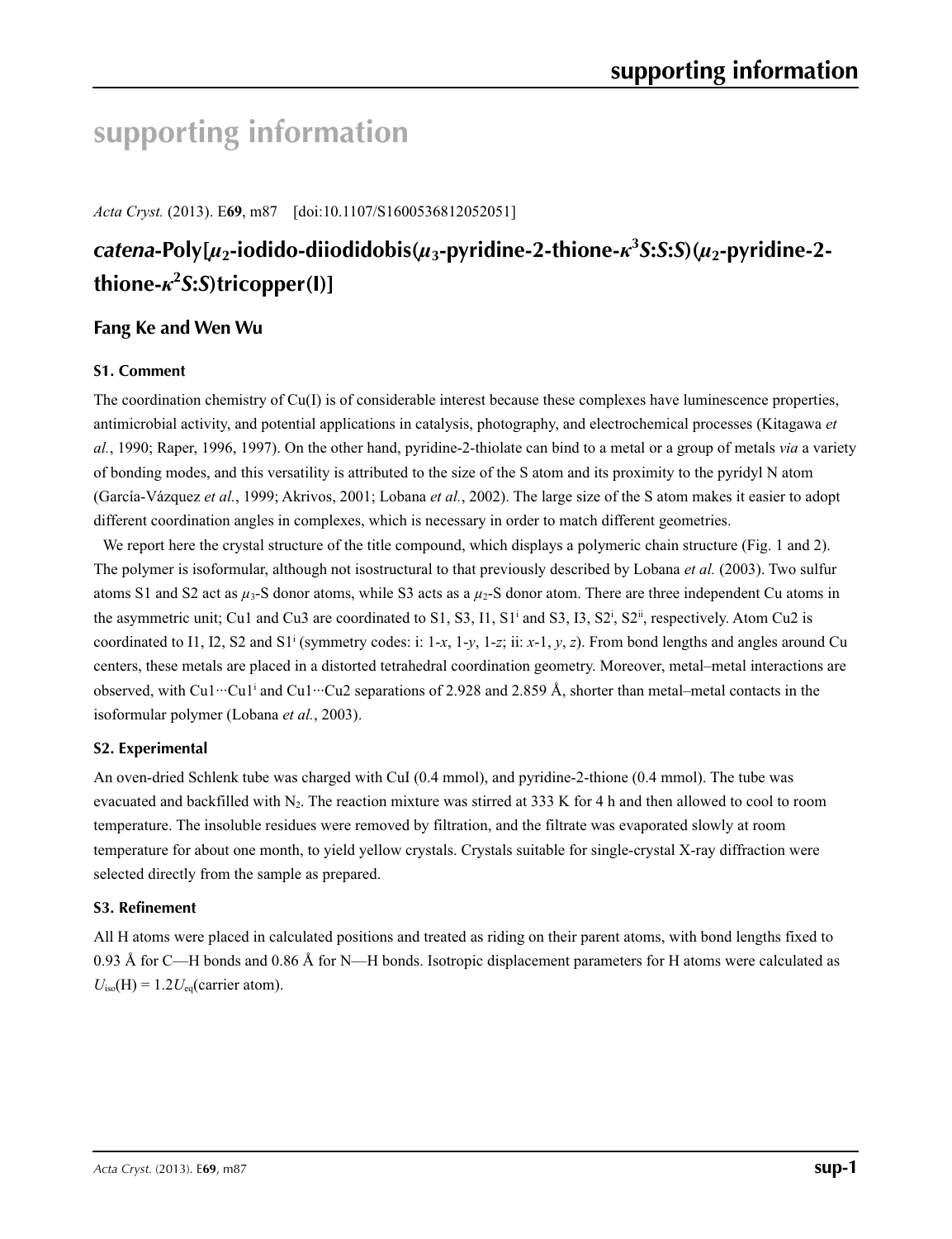# supporting information

*Acta Cryst.* (2013). E**69**, m87 [doi:10.1107/S1600536812052051]

## *catena*-Poly[$\mu_2$-iodido-diiodidobis($\mu_3$-pyridine-2-thione-$\kappa^3$*S*:*S*:*S*)($\mu_2$-pyridine-2-thione-$\kappa^2$*S*:*S*)tricopper(I)]

### Fang Ke and Wen Wu

#### S1. Comment

The coordination chemistry of Cu(I) is of considerable interest because these complexes have luminescence properties, antimicrobial activity, and potential applications in catalysis, photography, and electrochemical processes (Kitagawa *et al.*, 1990; Raper, 1996, 1997). On the other hand, pyridine-2-thiolate can bind to a metal or a group of metals *via* a variety of bonding modes, and this versatility is attributed to the size of the S atom and its proximity to the pyridyl N atom (García-Vázquez *et al.*, 1999; Akrivos, 2001; Lobana *et al.*, 2002). The large size of the S atom makes it easier to adopt different coordination angles in complexes, which is necessary in order to match different geometries.

We report here the crystal structure of the title compound, which displays a polymeric chain structure (Fig. 1 and 2). The polymer is isoformular, although not isostructural to that previously described by Lobana *et al.* (2003). Two sulfur atoms S1 and S2 act as $\mu_3$-S donor atoms, while S3 acts as a $\mu_2$-S donor atom. There are three independent Cu atoms in the asymmetric unit; Cu1 and Cu3 are coordinated to S1, S3, I1, S1[i] and S3, I3, S2[i], S2[ii], respectively. Atom Cu2 is coordinated to I1, I2, S2 and S1[i] (symmetry codes: i: 1-*x*, 1-*y*, 1-*z*; ii: *x*-1, *y*, *z*). From bond lengths and angles around Cu centers, these metals are placed in a distorted tetrahedral coordination geometry. Moreover, metal–metal interactions are observed, with Cu1···Cu1[i] and Cu1···Cu2 separations of 2.928 and 2.859 Å, shorter than metal–metal contacts in the isoformular polymer (Lobana *et al.*, 2003).

#### S2. Experimental

An oven-dried Schlenk tube was charged with CuI (0.4 mmol), and pyridine-2-thione (0.4 mmol). The tube was evacuated and backfilled with $N_2$. The reaction mixture was stirred at 333 K for 4 h and then allowed to cool to room temperature. The insoluble residues were removed by filtration, and the filtrate was evaporated slowly at room temperature for about one month, to yield yellow crystals. Crystals suitable for single-crystal X-ray diffraction were selected directly from the sample as prepared.

#### S3. Refinement

All H atoms were placed in calculated positions and treated as riding on their parent atoms, with bond lengths fixed to 0.93 Å for C—H bonds and 0.86 Å for N—H bonds. Isotropic displacement parameters for H atoms were calculated as $U_{iso}$(H) = 1.2$U_{eq}$(carrier atom).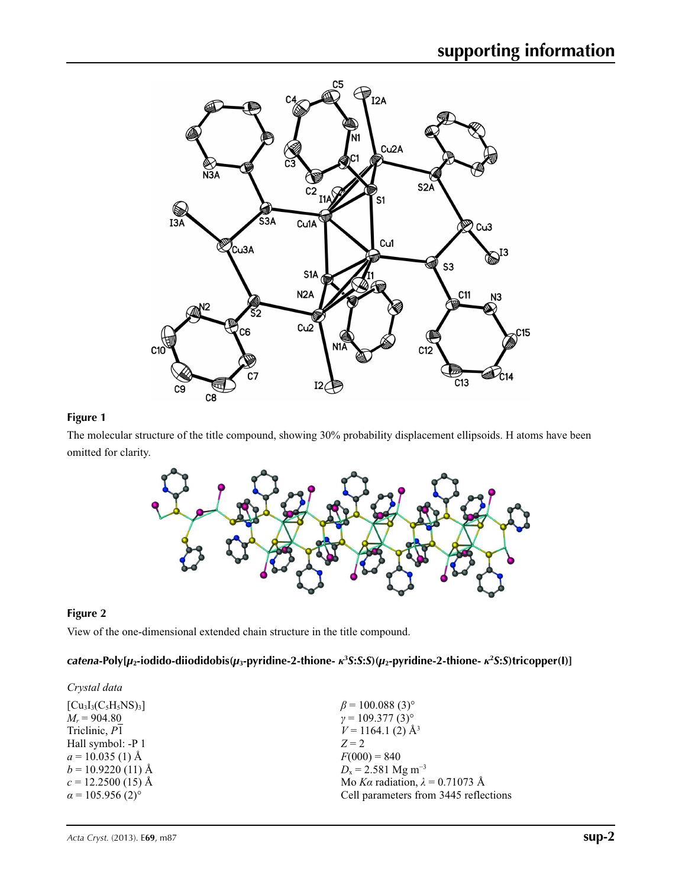**Figure 1**

The molecular structure of the title compound, showing 30% probability displacement ellipsoids. H atoms have been omitted for clarity.

**Figure 2**

View of the one-dimensional extended chain structure in the title compound.

### *catena*-Poly[$\mu_2$-iodido-diiodidobis($\mu_3$-pyridine-2-thione- $\kappa^3S:S:S$)($\mu_2$-pyridine-2-thione- $\kappa^2S:S$)tricopper(I)]

*Crystal data*

$[Cu_3I_3(C_5H_5NS)_3]$
$M_r = 904.80$
Triclinic, $P\overline{1}$
Hall symbol: -P 1
$a = 10.035$ (1) Å
$b = 10.9220$ (11) Å
$c = 12.2500$ (15) Å
$\alpha = 105.956$ (2)°
$\beta = 100.088$ (3)°
$\gamma = 109.377$ (3)°
$V = 1164.1$ (2) Å$^3$
$Z = 2$
$F(000) = 840$
$D_x = 2.581$ Mg m$^{-3}$
Mo $K\alpha$ radiation, $\lambda = 0.71073$ Å
Cell parameters from 3445 reflections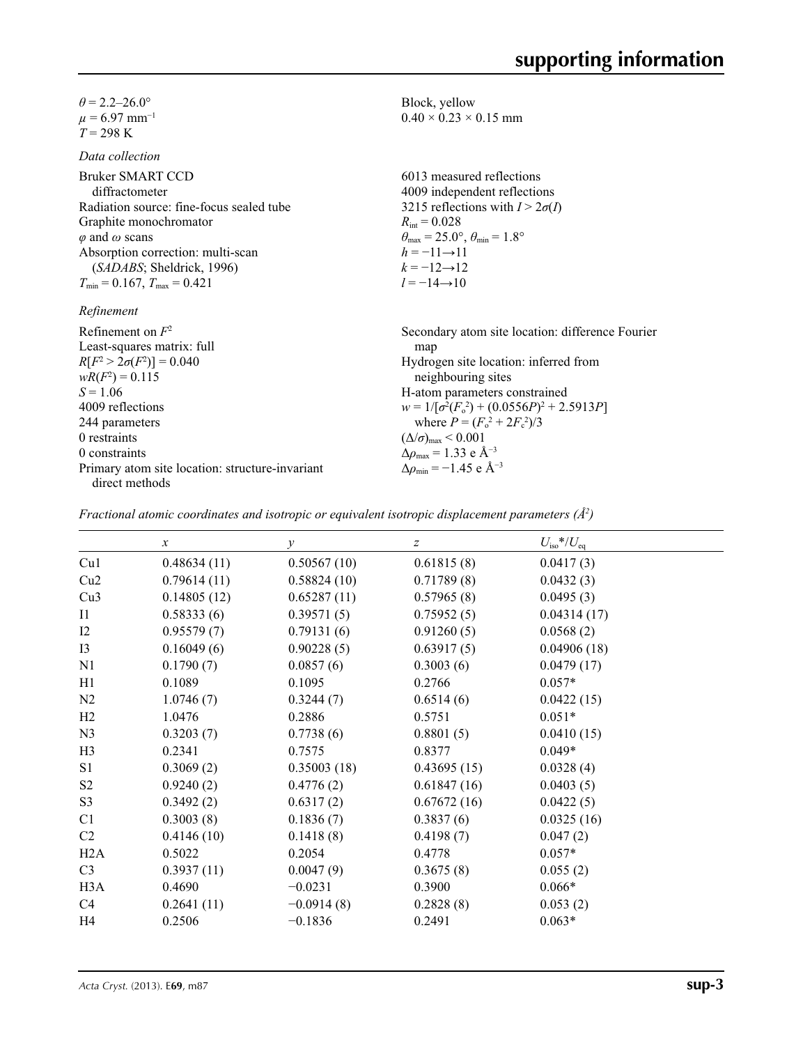$\theta = 2.2–26.0°$
$\mu = 6.97$ mm$^{-1}$
$T = 298$ K
Block, yellow
$0.40 \times 0.23 \times 0.15$ mm

*Data collection*

Bruker SMART CCD diffractometer
Radiation source: fine-focus sealed tube
Graphite monochromator
$\varphi$ and $\omega$ scans
Absorption correction: multi-scan (*SADABS*; Sheldrick, 1996)
$T_{min} = 0.167$, $T_{max} = 0.421$
6013 measured reflections
4009 independent reflections
3215 reflections with $I > 2\sigma(I)$
$R_{int} = 0.028$
$\theta_{max} = 25.0°$, $\theta_{min} = 1.8°$
$h = -11 \rightarrow 11$
$k = -12 \rightarrow 12$
$l = -14 \rightarrow 10$

*Refinement*

Refinement on $F^2$
Least-squares matrix: full
$R[F^2 > 2\sigma(F^2)] = 0.040$
$wR(F^2) = 0.115$
$S = 1.06$
4009 reflections
244 parameters
0 restraints
0 constraints
Primary atom site location: structure-invariant direct methods
Secondary atom site location: difference Fourier map
Hydrogen site location: inferred from neighbouring sites
H-atom parameters constrained
$w = 1/[\sigma^2(F_o^2) + (0.0556P)^2 + 2.5913P]$ where $P = (F_o^2 + 2F_c^2)/3$
$(\Delta/\sigma)_{max} < 0.001$
$\Delta\rho_{max} = 1.33$ e Å$^{-3}$
$\Delta\rho_{min} = -1.45$ e Å$^{-3}$

*Fractional atomic coordinates and isotropic or equivalent isotropic displacement parameters (Å²)*

| | $x$ | $y$ | $z$ | $U_{iso}$\*/$U_{eq}$ |
|---|---|---|---|---|
| Cu1 | 0.48634 (11) | 0.50567 (10) | 0.61815 (8) | 0.0417 (3) |
| Cu2 | 0.79614 (11) | 0.58824 (10) | 0.71789 (8) | 0.0432 (3) |
| Cu3 | 0.14805 (12) | 0.65287 (11) | 0.57965 (8) | 0.0495 (3) |
| I1 | 0.58333 (6) | 0.39571 (5) | 0.75952 (5) | 0.04314 (17) |
| I2 | 0.95579 (7) | 0.79131 (6) | 0.91260 (5) | 0.0568 (2) |
| I3 | 0.16049 (6) | 0.90228 (5) | 0.63917 (5) | 0.04906 (18) |
| N1 | 0.1790 (7) | 0.0857 (6) | 0.3003 (6) | 0.0479 (17) |
| H1 | 0.1089 | 0.1095 | 0.2766 | 0.057\* |
| N2 | 1.0746 (7) | 0.3244 (7) | 0.6514 (6) | 0.0422 (15) |
| H2 | 1.0476 | 0.2886 | 0.5751 | 0.051\* |
| N3 | 0.3203 (7) | 0.7738 (6) | 0.8801 (5) | 0.0410 (15) |
| H3 | 0.2341 | 0.7575 | 0.8377 | 0.049\* |
| S1 | 0.3069 (2) | 0.35003 (18) | 0.43695 (15) | 0.0328 (4) |
| S2 | 0.9240 (2) | 0.4776 (2) | 0.61847 (16) | 0.0403 (5) |
| S3 | 0.3492 (2) | 0.6317 (2) | 0.67672 (16) | 0.0422 (5) |
| C1 | 0.3003 (8) | 0.1836 (7) | 0.3837 (6) | 0.0325 (16) |
| C2 | 0.4146 (10) | 0.1418 (8) | 0.4198 (7) | 0.047 (2) |
| H2A | 0.5022 | 0.2054 | 0.4778 | 0.057\* |
| C3 | 0.3937 (11) | 0.0047 (9) | 0.3675 (8) | 0.055 (2) |
| H3A | 0.4690 | −0.0231 | 0.3900 | 0.066\* |
| C4 | 0.2641 (11) | −0.0914 (8) | 0.2828 (8) | 0.053 (2) |
| H4 | 0.2506 | −0.1836 | 0.2491 | 0.063\* |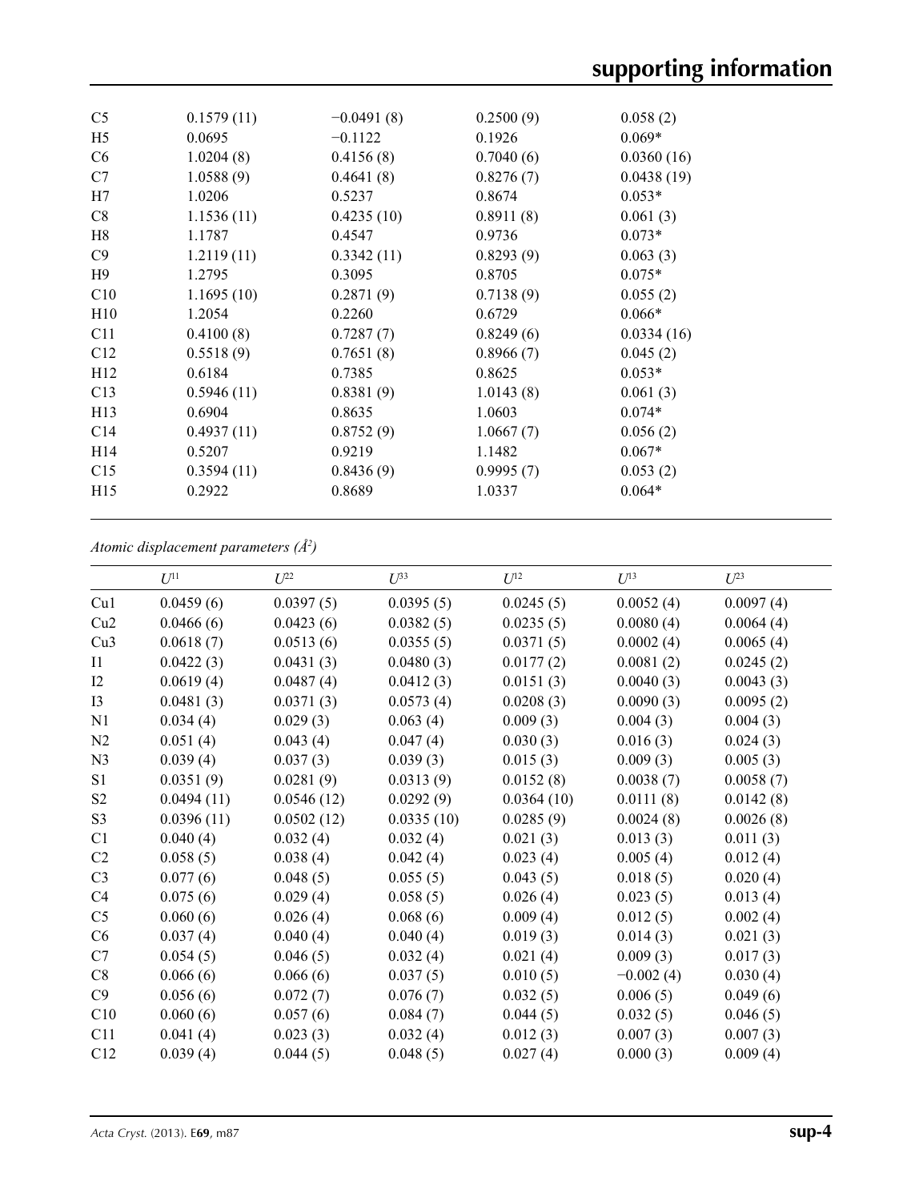| | | | | |
|---|---|---|---|---|
| C5 | 0.1579 (11) | −0.0491 (8) | 0.2500 (9) | 0.058 (2) |
| H5 | 0.0695 | −0.1122 | 0.1926 | 0.069* |
| C6 | 1.0204 (8) | 0.4156 (8) | 0.7040 (6) | 0.0360 (16) |
| C7 | 1.0588 (9) | 0.4641 (8) | 0.8276 (7) | 0.0438 (19) |
| H7 | 1.0206 | 0.5237 | 0.8674 | 0.053* |
| C8 | 1.1536 (11) | 0.4235 (10) | 0.8911 (8) | 0.061 (3) |
| H8 | 1.1787 | 0.4547 | 0.9736 | 0.073* |
| C9 | 1.2119 (11) | 0.3342 (11) | 0.8293 (9) | 0.063 (3) |
| H9 | 1.2795 | 0.3095 | 0.8705 | 0.075* |
| C10 | 1.1695 (10) | 0.2871 (9) | 0.7138 (9) | 0.055 (2) |
| H10 | 1.2054 | 0.2260 | 0.6729 | 0.066* |
| C11 | 0.4100 (8) | 0.7287 (7) | 0.8249 (6) | 0.0334 (16) |
| C12 | 0.5518 (9) | 0.7651 (8) | 0.8966 (7) | 0.045 (2) |
| H12 | 0.6184 | 0.7385 | 0.8625 | 0.053* |
| C13 | 0.5946 (11) | 0.8381 (9) | 1.0143 (8) | 0.061 (3) |
| H13 | 0.6904 | 0.8635 | 1.0603 | 0.074* |
| C14 | 0.4937 (11) | 0.8752 (9) | 1.0667 (7) | 0.056 (2) |
| H14 | 0.5207 | 0.9219 | 1.1482 | 0.067* |
| C15 | 0.3594 (11) | 0.8436 (9) | 0.9995 (7) | 0.053 (2) |
| H15 | 0.2922 | 0.8689 | 1.0337 | 0.064* |

*Atomic displacement parameters (Å²)*

| | $U^{11}$ | $U^{22}$ | $U^{33}$ | $U^{12}$ | $U^{13}$ | $U^{23}$ |
|---|---|---|---|---|---|---|
| Cu1 | 0.0459 (6) | 0.0397 (5) | 0.0395 (5) | 0.0245 (5) | 0.0052 (4) | 0.0097 (4) |
| Cu2 | 0.0466 (6) | 0.0423 (6) | 0.0382 (5) | 0.0235 (5) | 0.0080 (4) | 0.0064 (4) |
| Cu3 | 0.0618 (7) | 0.0513 (6) | 0.0355 (5) | 0.0371 (5) | 0.0002 (4) | 0.0065 (4) |
| I1 | 0.0422 (3) | 0.0431 (3) | 0.0480 (3) | 0.0177 (2) | 0.0081 (2) | 0.0245 (2) |
| I2 | 0.0619 (4) | 0.0487 (4) | 0.0412 (3) | 0.0151 (3) | 0.0040 (3) | 0.0043 (3) |
| I3 | 0.0481 (3) | 0.0371 (3) | 0.0573 (4) | 0.0208 (3) | 0.0090 (3) | 0.0095 (2) |
| N1 | 0.034 (4) | 0.029 (3) | 0.063 (4) | 0.009 (3) | 0.004 (3) | 0.004 (3) |
| N2 | 0.051 (4) | 0.043 (4) | 0.047 (4) | 0.030 (3) | 0.016 (3) | 0.024 (3) |
| N3 | 0.039 (4) | 0.037 (3) | 0.039 (3) | 0.015 (3) | 0.009 (3) | 0.005 (3) |
| S1 | 0.0351 (9) | 0.0281 (9) | 0.0313 (9) | 0.0152 (8) | 0.0038 (7) | 0.0058 (7) |
| S2 | 0.0494 (11) | 0.0546 (12) | 0.0292 (9) | 0.0364 (10) | 0.0111 (8) | 0.0142 (8) |
| S3 | 0.0396 (11) | 0.0502 (12) | 0.0335 (10) | 0.0285 (9) | 0.0024 (8) | 0.0026 (8) |
| C1 | 0.040 (4) | 0.032 (4) | 0.032 (4) | 0.021 (3) | 0.013 (3) | 0.011 (3) |
| C2 | 0.058 (5) | 0.038 (4) | 0.042 (4) | 0.023 (4) | 0.005 (4) | 0.012 (4) |
| C3 | 0.077 (6) | 0.048 (5) | 0.055 (5) | 0.043 (5) | 0.018 (5) | 0.020 (4) |
| C4 | 0.075 (6) | 0.029 (4) | 0.058 (5) | 0.026 (4) | 0.023 (5) | 0.013 (4) |
| C5 | 0.060 (6) | 0.026 (4) | 0.068 (6) | 0.009 (4) | 0.012 (5) | 0.002 (4) |
| C6 | 0.037 (4) | 0.040 (4) | 0.040 (4) | 0.019 (3) | 0.014 (3) | 0.021 (3) |
| C7 | 0.054 (5) | 0.046 (5) | 0.032 (4) | 0.021 (4) | 0.009 (3) | 0.017 (3) |
| C8 | 0.066 (6) | 0.066 (6) | 0.037 (5) | 0.010 (5) | −0.002 (4) | 0.030 (4) |
| C9 | 0.056 (6) | 0.072 (7) | 0.076 (7) | 0.032 (5) | 0.006 (5) | 0.049 (6) |
| C10 | 0.060 (6) | 0.057 (6) | 0.084 (7) | 0.044 (5) | 0.032 (5) | 0.046 (5) |
| C11 | 0.041 (4) | 0.023 (3) | 0.032 (4) | 0.012 (3) | 0.007 (3) | 0.007 (3) |
| C12 | 0.039 (4) | 0.044 (5) | 0.048 (5) | 0.027 (4) | 0.000 (3) | 0.009 (4) |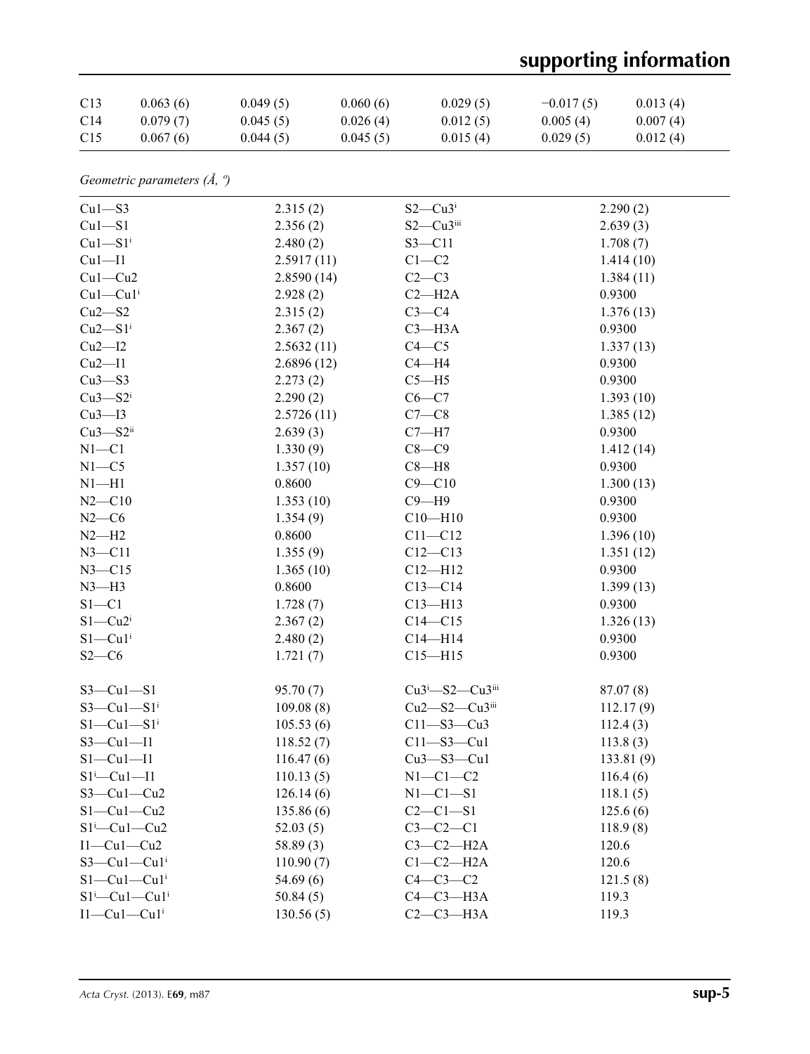| C13 | 0.063 (6) | 0.049 (5) | 0.060 (6) | 0.029 (5) | −0.017 (5) | 0.013 (4) |
|---|---|---|---|---|---|---|
| C14 | 0.079 (7) | 0.045 (5) | 0.026 (4) | 0.012 (5) | 0.005 (4) | 0.007 (4) |
| C15 | 0.067 (6) | 0.044 (5) | 0.045 (5) | 0.015 (4) | 0.029 (5) | 0.012 (4) |

*Geometric parameters (Å, º)*

| | | | |
|---|---|---|---|
| Cu1—S3 | 2.315 (2) | S2—Cu3$^{i}$ | 2.290 (2) |
| Cu1—S1 | 2.356 (2) | S2—Cu3$^{iii}$ | 2.639 (3) |
| Cu1—S1$^{i}$ | 2.480 (2) | S3—C11 | 1.708 (7) |
| Cu1—I1 | 2.5917 (11) | C1—C2 | 1.414 (10) |
| Cu1—Cu2 | 2.8590 (14) | C2—C3 | 1.384 (11) |
| Cu1—Cu1$^{i}$ | 2.928 (2) | C2—H2A | 0.9300 |
| Cu2—S2 | 2.315 (2) | C3—C4 | 1.376 (13) |
| Cu2—S1$^{i}$ | 2.367 (2) | C3—H3A | 0.9300 |
| Cu2—I2 | 2.5632 (11) | C4—C5 | 1.337 (13) |
| Cu2—I1 | 2.6896 (12) | C4—H4 | 0.9300 |
| Cu3—S3 | 2.273 (2) | C5—H5 | 0.9300 |
| Cu3—S2$^{i}$ | 2.290 (2) | C6—C7 | 1.393 (10) |
| Cu3—I3 | 2.5726 (11) | C7—C8 | 1.385 (12) |
| Cu3—S2$^{ii}$ | 2.639 (3) | C7—H7 | 0.9300 |
| N1—C1 | 1.330 (9) | C8—C9 | 1.412 (14) |
| N1—C5 | 1.357 (10) | C8—H8 | 0.9300 |
| N1—H1 | 0.8600 | C9—C10 | 1.300 (13) |
| N2—C10 | 1.353 (10) | C9—H9 | 0.9300 |
| N2—C6 | 1.354 (9) | C10—H10 | 0.9300 |
| N2—H2 | 0.8600 | C11—C12 | 1.396 (10) |
| N3—C11 | 1.355 (9) | C12—C13 | 1.351 (12) |
| N3—C15 | 1.365 (10) | C12—H12 | 0.9300 |
| N3—H3 | 0.8600 | C13—C14 | 1.399 (13) |
| S1—C1 | 1.728 (7) | C13—H13 | 0.9300 |
| S1—Cu2$^{i}$ | 2.367 (2) | C14—C15 | 1.326 (13) |
| S1—Cu1$^{i}$ | 2.480 (2) | C14—H14 | 0.9300 |
| S2—C6 | 1.721 (7) | C15—H15 | 0.9300 |
| | | | |
| S3—Cu1—S1 | 95.70 (7) | Cu3$^{i}$—S2—Cu3$^{iii}$ | 87.07 (8) |
| S3—Cu1—S1$^{i}$ | 109.08 (8) | Cu2—S2—Cu3$^{iii}$ | 112.17 (9) |
| S1—Cu1—S1$^{i}$ | 105.53 (6) | C11—S3—Cu3 | 112.4 (3) |
| S3—Cu1—I1 | 118.52 (7) | C11—S3—Cu1 | 113.8 (3) |
| S1—Cu1—I1 | 116.47 (6) | Cu3—S3—Cu1 | 133.81 (9) |
| S1$^{i}$—Cu1—I1 | 110.13 (5) | N1—C1—C2 | 116.4 (6) |
| S3—Cu1—Cu2 | 126.14 (6) | N1—C1—S1 | 118.1 (5) |
| S1—Cu1—Cu2 | 135.86 (6) | C2—C1—S1 | 125.6 (6) |
| S1$^{i}$—Cu1—Cu2 | 52.03 (5) | C3—C2—C1 | 118.9 (8) |
| I1—Cu1—Cu2 | 58.89 (3) | C3—C2—H2A | 120.6 |
| S3—Cu1—Cu1$^{i}$ | 110.90 (7) | C1—C2—H2A | 120.6 |
| S1—Cu1—Cu1$^{i}$ | 54.69 (6) | C4—C3—C2 | 121.5 (8) |
| S1$^{i}$—Cu1—Cu1$^{i}$ | 50.84 (5) | C4—C3—H3A | 119.3 |
| I1—Cu1—Cu1$^{i}$ | 130.56 (5) | C2—C3—H3A | 119.3 |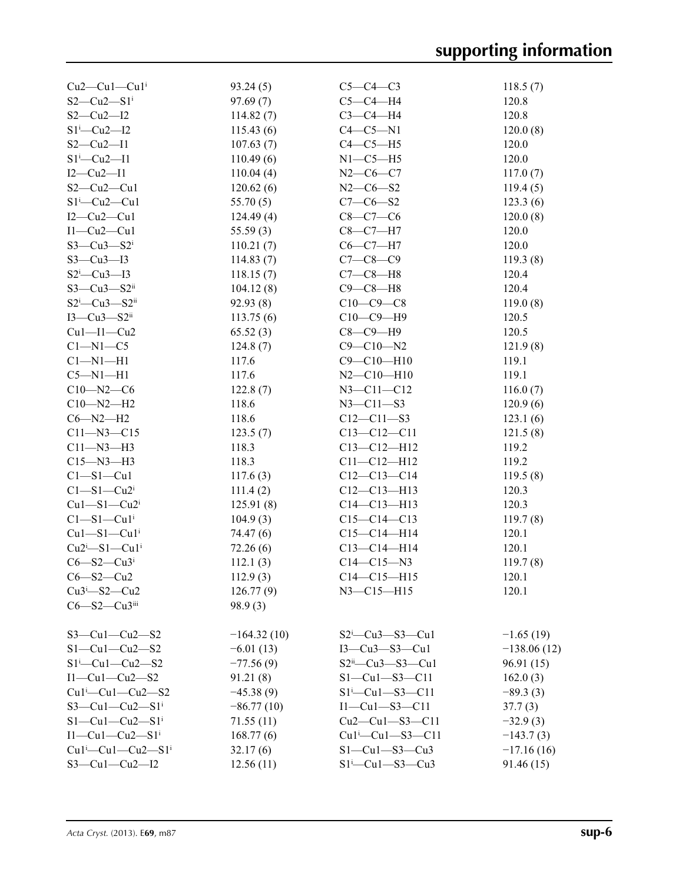| | | | |
|---|---|---|---|
| Cu2—Cu1—Cu1$^{i}$ | 93.24 (5) | C5—C4—C3 | 118.5 (7) |
| S2—Cu2—S1$^{i}$ | 97.69 (7) | C5—C4—H4 | 120.8 |
| S2—Cu2—I2 | 114.82 (7) | C3—C4—H4 | 120.8 |
| S1$^{i}$—Cu2—I2 | 115.43 (6) | C4—C5—N1 | 120.0 (8) |
| S2—Cu2—I1 | 107.63 (7) | C4—C5—H5 | 120.0 |
| S1$^{i}$—Cu2—I1 | 110.49 (6) | N1—C5—H5 | 120.0 |
| I2—Cu2—I1 | 110.04 (4) | N2—C6—C7 | 117.0 (7) |
| S2—Cu2—Cu1 | 120.62 (6) | N2—C6—S2 | 119.4 (5) |
| S1$^{i}$—Cu2—Cu1 | 55.70 (5) | C7—C6—S2 | 123.3 (6) |
| I2—Cu2—Cu1 | 124.49 (4) | C8—C7—C6 | 120.0 (8) |
| I1—Cu2—Cu1 | 55.59 (3) | C8—C7—H7 | 120.0 |
| S3—Cu3—S2$^{i}$ | 110.21 (7) | C6—C7—H7 | 120.0 |
| S3—Cu3—I3 | 114.83 (7) | C7—C8—C9 | 119.3 (8) |
| S2$^{i}$—Cu3—I3 | 118.15 (7) | C7—C8—H8 | 120.4 |
| S3—Cu3—S2$^{ii}$ | 104.12 (8) | C9—C8—H8 | 120.4 |
| S2$^{i}$—Cu3—S2$^{ii}$ | 92.93 (8) | C10—C9—C8 | 119.0 (8) |
| I3—Cu3—S2$^{ii}$ | 113.75 (6) | C10—C9—H9 | 120.5 |
| Cu1—I1—Cu2 | 65.52 (3) | C8—C9—H9 | 120.5 |
| C1—N1—C5 | 124.8 (7) | C9—C10—N2 | 121.9 (8) |
| C1—N1—H1 | 117.6 | C9—C10—H10 | 119.1 |
| C5—N1—H1 | 117.6 | N2—C10—H10 | 119.1 |
| C10—N2—C6 | 122.8 (7) | N3—C11—C12 | 116.0 (7) |
| C10—N2—H2 | 118.6 | N3—C11—S3 | 120.9 (6) |
| C6—N2—H2 | 118.6 | C12—C11—S3 | 123.1 (6) |
| C11—N3—C15 | 123.5 (7) | C13—C12—C11 | 121.5 (8) |
| C11—N3—H3 | 118.3 | C13—C12—H12 | 119.2 |
| C15—N3—H3 | 118.3 | C11—C12—H12 | 119.2 |
| C1—S1—Cu1 | 117.6 (3) | C12—C13—C14 | 119.5 (8) |
| C1—S1—Cu2$^{i}$ | 111.4 (2) | C12—C13—H13 | 120.3 |
| Cu1—S1—Cu2$^{i}$ | 125.91 (8) | C14—C13—H13 | 120.3 |
| C1—S1—Cu1$^{i}$ | 104.9 (3) | C15—C14—C13 | 119.7 (8) |
| Cu1—S1—Cu1$^{i}$ | 74.47 (6) | C15—C14—H14 | 120.1 |
| Cu2$^{i}$—S1—Cu1$^{i}$ | 72.26 (6) | C13—C14—H14 | 120.1 |
| C6—S2—Cu3$^{i}$ | 112.1 (3) | C14—C15—N3 | 119.7 (8) |
| C6—S2—Cu2 | 112.9 (3) | C14—C15—H15 | 120.1 |
| Cu3$^{i}$—S2—Cu2 | 126.77 (9) | N3—C15—H15 | 120.1 |
| C6—S2—Cu3$^{iii}$ | 98.9 (3) | | |

| | | | |
|---|---|---|---|
| S3—Cu1—Cu2—S2 | −164.32 (10) | S2$^{i}$—Cu3—S3—Cu1 | −1.65 (19) |
| S1—Cu1—Cu2—S2 | −6.01 (13) | I3—Cu3—S3—Cu1 | −138.06 (12) |
| S1$^{i}$—Cu1—Cu2—S2 | −77.56 (9) | S2$^{ii}$—Cu3—S3—Cu1 | 96.91 (15) |
| I1—Cu1—Cu2—S2 | 91.21 (8) | S1—Cu1—S3—C11 | 162.0 (3) |
| Cu1$^{i}$—Cu1—Cu2—S2 | −45.38 (9) | S1$^{i}$—Cu1—S3—C11 | −89.3 (3) |
| S3—Cu1—Cu2—S1$^{i}$ | −86.77 (10) | I1—Cu1—S3—C11 | 37.7 (3) |
| S1—Cu1—Cu2—S1$^{i}$ | 71.55 (11) | Cu2—Cu1—S3—C11 | −32.9 (3) |
| I1—Cu1—Cu2—S1$^{i}$ | 168.77 (6) | Cu1$^{i}$—Cu1—S3—C11 | −143.7 (3) |
| Cu1$^{i}$—Cu1—Cu2—S1$^{i}$ | 32.17 (6) | S1—Cu1—S3—Cu3 | −17.16 (16) |
| S3—Cu1—Cu2—I2 | 12.56 (11) | S1$^{i}$—Cu1—S3—Cu3 | 91.46 (15) |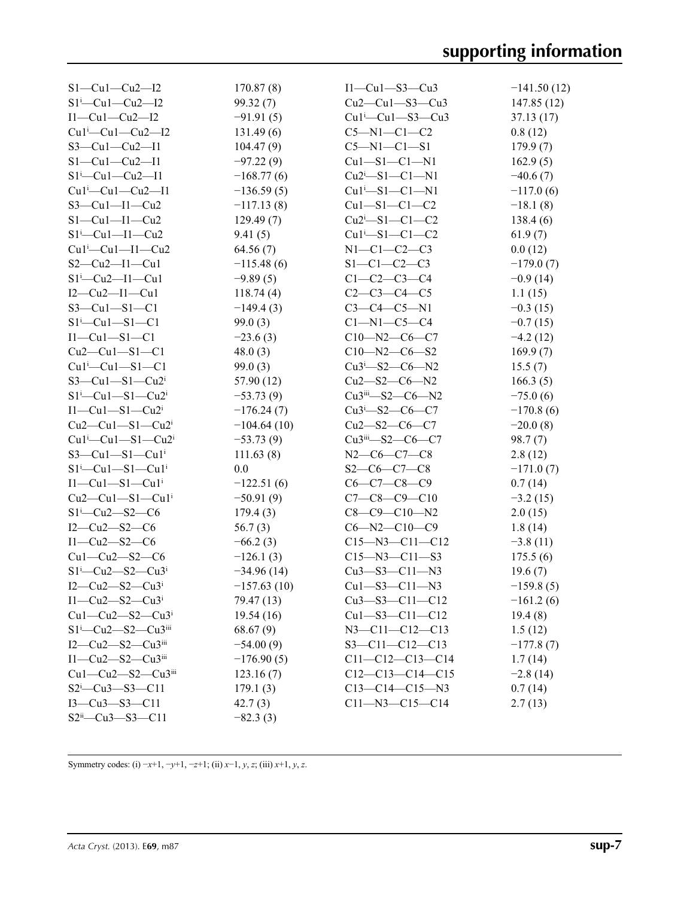| | | | |
|---|---|---|---|
| S1—Cu1—Cu2—I2 | 170.87 (8) | I1—Cu1—S3—Cu3 | −141.50 (12) |
| S1[i]—Cu1—Cu2—I2 | 99.32 (7) | Cu2—Cu1—S3—Cu3 | 147.85 (12) |
| I1—Cu1—Cu2—I2 | −91.91 (5) | Cu1[i]—Cu1—S3—Cu3 | 37.13 (17) |
| Cu1[i]—Cu1—Cu2—I2 | 131.49 (6) | C5—N1—C1—C2 | 0.8 (12) |
| S3—Cu1—Cu2—I1 | 104.47 (9) | C5—N1—C1—S1 | 179.9 (7) |
| S1—Cu1—Cu2—I1 | −97.22 (9) | Cu1—S1—C1—N1 | 162.9 (5) |
| S1[i]—Cu1—Cu2—I1 | −168.77 (6) | Cu2[i]—S1—C1—N1 | −40.6 (7) |
| Cu1[i]—Cu1—Cu2—I1 | −136.59 (5) | Cu1[i]—S1—C1—N1 | −117.0 (6) |
| S3—Cu1—I1—Cu2 | −117.13 (8) | Cu1—S1—C1—C2 | −18.1 (8) |
| S1—Cu1—I1—Cu2 | 129.49 (7) | Cu2[i]—S1—C1—C2 | 138.4 (6) |
| S1[i]—Cu1—I1—Cu2 | 9.41 (5) | Cu1[i]—S1—C1—C2 | 61.9 (7) |
| Cu1[i]—Cu1—I1—Cu2 | 64.56 (7) | N1—C1—C2—C3 | 0.0 (12) |
| S2—Cu2—I1—Cu1 | −115.48 (6) | S1—C1—C2—C3 | −179.0 (7) |
| S1[i]—Cu2—I1—Cu1 | −9.89 (5) | C1—C2—C3—C4 | −0.9 (14) |
| I2—Cu2—I1—Cu1 | 118.74 (4) | C2—C3—C4—C5 | 1.1 (15) |
| S3—Cu1—S1—C1 | −149.4 (3) | C3—C4—C5—N1 | −0.3 (15) |
| S1[i]—Cu1—S1—C1 | 99.0 (3) | C1—N1—C5—C4 | −0.7 (15) |
| I1—Cu1—S1—C1 | −23.6 (3) | C10—N2—C6—C7 | −4.2 (12) |
| Cu2—Cu1—S1—C1 | 48.0 (3) | C10—N2—C6—S2 | 169.9 (7) |
| Cu1[i]—Cu1—S1—C1 | 99.0 (3) | Cu3[i]—S2—C6—N2 | 15.5 (7) |
| S3—Cu1—S1—Cu2[i] | 57.90 (12) | Cu2—S2—C6—N2 | 166.3 (5) |
| S1[i]—Cu1—S1—Cu2[i] | −53.73 (9) | Cu3[iii]—S2—C6—N2 | −75.0 (6) |
| I1—Cu1—S1—Cu2[i] | −176.24 (7) | Cu3[i]—S2—C6—C7 | −170.8 (6) |
| Cu2—Cu1—S1—Cu2[i] | −104.64 (10) | Cu2—S2—C6—C7 | −20.0 (8) |
| Cu1[i]—Cu1—S1—Cu2[i] | −53.73 (9) | Cu3[iii]—S2—C6—C7 | 98.7 (7) |
| S3—Cu1—S1—Cu1[i] | 111.63 (8) | N2—C6—C7—C8 | 2.8 (12) |
| S1[i]—Cu1—S1—Cu1[i] | 0.0 | S2—C6—C7—C8 | −171.0 (7) |
| I1—Cu1—S1—Cu1[i] | −122.51 (6) | C6—C7—C8—C9 | 0.7 (14) |
| Cu2—Cu1—S1—Cu1[i] | −50.91 (9) | C7—C8—C9—C10 | −3.2 (15) |
| S1[i]—Cu2—S2—C6 | 179.4 (3) | C8—C9—C10—N2 | 2.0 (15) |
| I2—Cu2—S2—C6 | 56.7 (3) | C6—N2—C10—C9 | 1.8 (14) |
| I1—Cu2—S2—C6 | −66.2 (3) | C15—N3—C11—C12 | −3.8 (11) |
| Cu1—Cu2—S2—C6 | −126.1 (3) | C15—N3—C11—S3 | 175.5 (6) |
| S1[i]—Cu2—S2—Cu3[i] | −34.96 (14) | Cu3—S3—C11—N3 | 19.6 (7) |
| I2—Cu2—S2—Cu3[i] | −157.63 (10) | Cu1—S3—C11—N3 | −159.8 (5) |
| I1—Cu2—S2—Cu3[i] | 79.47 (13) | Cu3—S3—C11—C12 | −161.2 (6) |
| Cu1—Cu2—S2—Cu3[i] | 19.54 (16) | Cu1—S3—C11—C12 | 19.4 (8) |
| S1[i]—Cu2—S2—Cu3[iii] | 68.67 (9) | N3—C11—C12—C13 | 1.5 (12) |
| I2—Cu2—S2—Cu3[iii] | −54.00 (9) | S3—C11—C12—C13 | −177.8 (7) |
| I1—Cu2—S2—Cu3[iii] | −176.90 (5) | C11—C12—C13—C14 | 1.7 (14) |
| Cu1—Cu2—S2—Cu3[iii] | 123.16 (7) | C12—C13—C14—C15 | −2.8 (14) |
| S2[i]—Cu3—S3—C11 | 179.1 (3) | C13—C14—C15—N3 | 0.7 (14) |
| I3—Cu3—S3—C11 | 42.7 (3) | C11—N3—C15—C14 | 2.7 (13) |
| S2[ii]—Cu3—S3—C11 | −82.3 (3) | | |

Symmetry codes: (i) $-x+1, -y+1, -z+1$; (ii) $x-1, y, z$; (iii) $x+1, y, z$.